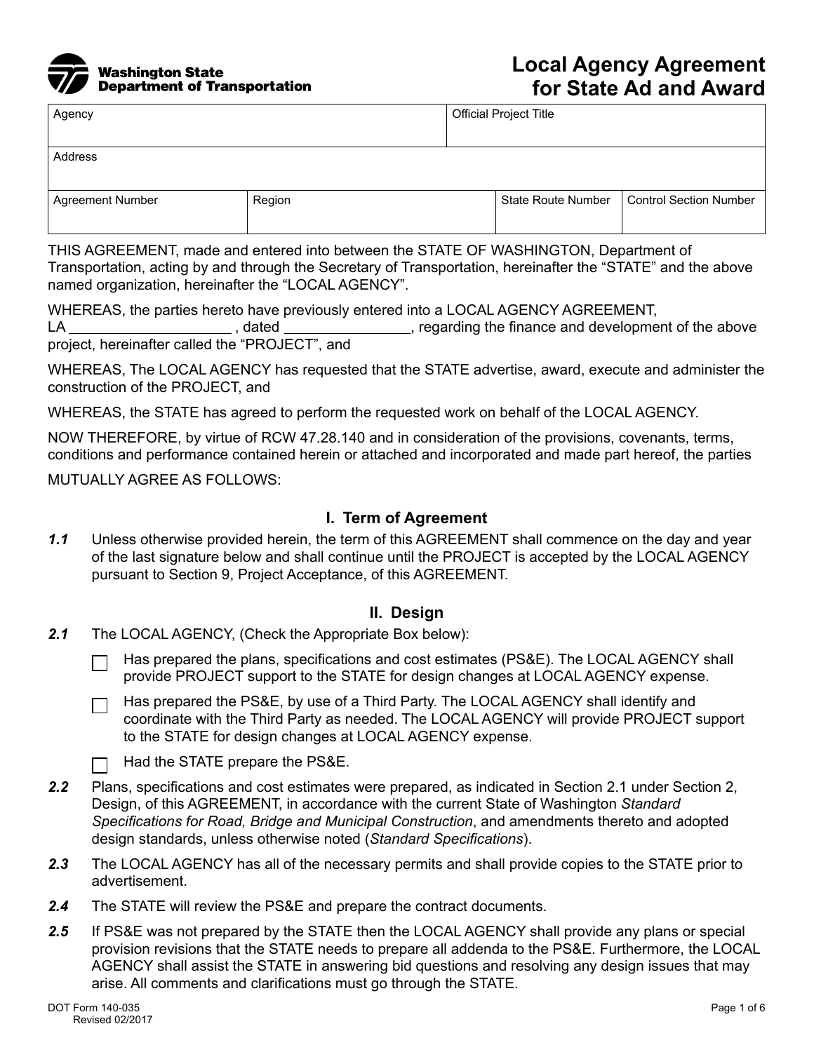# Local Agency Agreement for State Ad and Award

Washington State Department of Transportation

| Agency | | Official Project Title | |
|---|---|---|---|
| Address | | | |
| Agreement Number | Region | State Route Number | Control Section Number |

THIS AGREEMENT, made and entered into between the STATE OF WASHINGTON, Department of Transportation, acting by and through the Secretary of Transportation, hereinafter the "STATE" and the above named organization, hereinafter the "LOCAL AGENCY".

WHEREAS, the parties hereto have previously entered into a LOCAL AGENCY AGREEMENT, LA ____________________ , dated _______________, regarding the finance and development of the above project, hereinafter called the "PROJECT", and

WHEREAS, The LOCAL AGENCY has requested that the STATE advertise, award, execute and administer the construction of the PROJECT, and

WHEREAS, the STATE has agreed to perform the requested work on behalf of the LOCAL AGENCY.

NOW THEREFORE, by virtue of RCW 47.28.140 and in consideration of the provisions, covenants, terms, conditions and performance contained herein or attached and incorporated and made part hereof, the parties

MUTUALLY AGREE AS FOLLOWS:

## I. Term of Agreement

***1.1*** Unless otherwise provided herein, the term of this AGREEMENT shall commence on the day and year of the last signature below and shall continue until the PROJECT is accepted by the LOCAL AGENCY pursuant to Section 9, Project Acceptance, of this AGREEMENT.

## II. Design

***2.1*** The LOCAL AGENCY, (Check the Appropriate Box below):

- ☐ Has prepared the plans, specifications and cost estimates (PS&E). The LOCAL AGENCY shall provide PROJECT support to the STATE for design changes at LOCAL AGENCY expense.
- ☐ Has prepared the PS&E, by use of a Third Party. The LOCAL AGENCY shall identify and coordinate with the Third Party as needed. The LOCAL AGENCY will provide PROJECT support to the STATE for design changes at LOCAL AGENCY expense.
- ☐ Had the STATE prepare the PS&E.

***2.2*** Plans, specifications and cost estimates were prepared, as indicated in Section 2.1 under Section 2, Design, of this AGREEMENT, in accordance with the current State of Washington *Standard Specifications for Road, Bridge and Municipal Construction*, and amendments thereto and adopted design standards, unless otherwise noted (*Standard Specifications*).

***2.3*** The LOCAL AGENCY has all of the necessary permits and shall provide copies to the STATE prior to advertisement.

***2.4*** The STATE will review the PS&E and prepare the contract documents.

***2.5*** If PS&E was not prepared by the STATE then the LOCAL AGENCY shall provide any plans or special provision revisions that the STATE needs to prepare all addenda to the PS&E. Furthermore, the LOCAL AGENCY shall assist the STATE in answering bid questions and resolving any design issues that may arise. All comments and clarifications must go through the STATE.

DOT Form 140-035
Revised 02/2017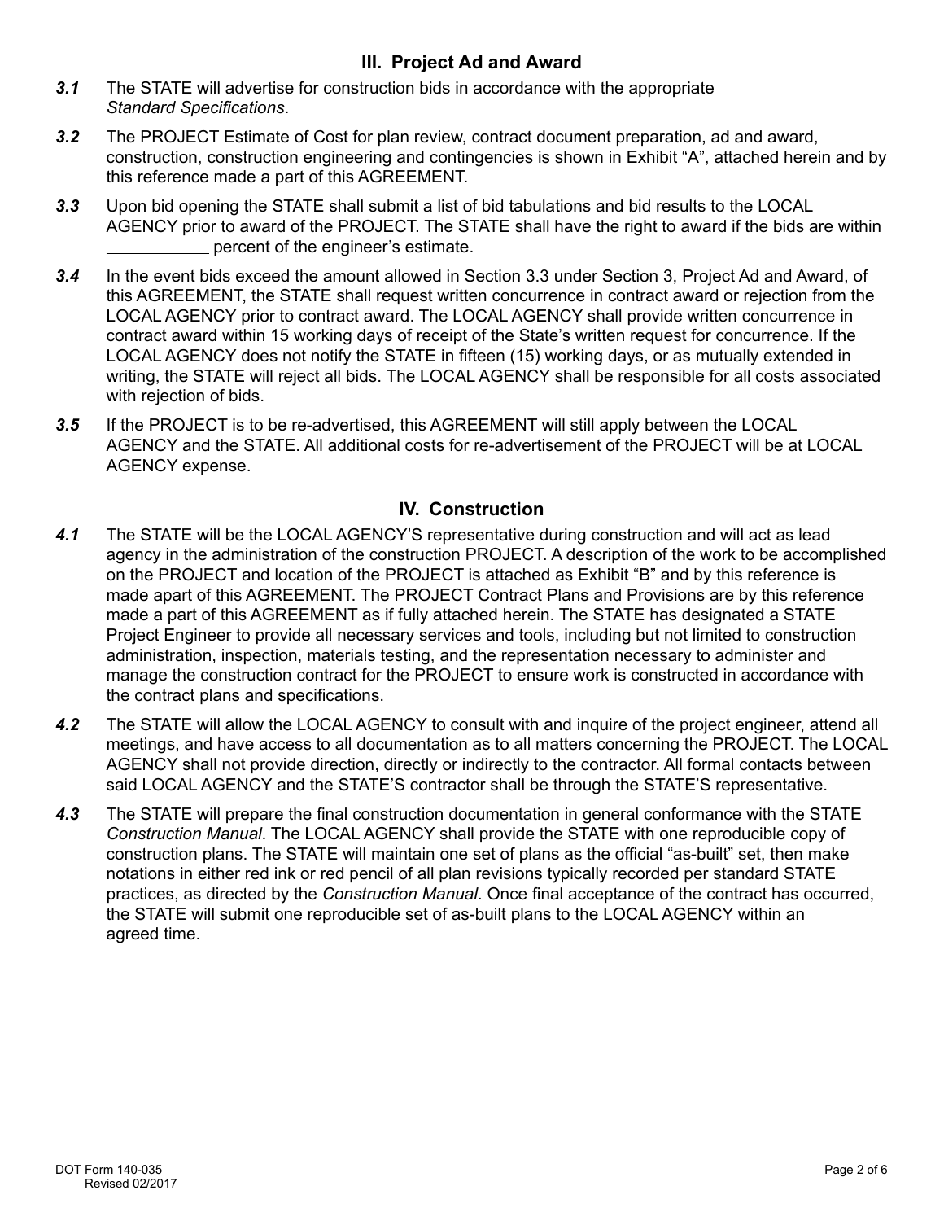## III. Project Ad and Award

***3.1*** The STATE will advertise for construction bids in accordance with the appropriate *Standard Specifications*.

***3.2*** The PROJECT Estimate of Cost for plan review, contract document preparation, ad and award, construction, construction engineering and contingencies is shown in Exhibit "A", attached herein and by this reference made a part of this AGREEMENT.

***3.3*** Upon bid opening the STATE shall submit a list of bid tabulations and bid results to the LOCAL AGENCY prior to award of the PROJECT. The STATE shall have the right to award if the bids are within ___________ percent of the engineer's estimate.

***3.4*** In the event bids exceed the amount allowed in Section 3.3 under Section 3, Project Ad and Award, of this AGREEMENT, the STATE shall request written concurrence in contract award or rejection from the LOCAL AGENCY prior to contract award. The LOCAL AGENCY shall provide written concurrence in contract award within 15 working days of receipt of the State's written request for concurrence. If the LOCAL AGENCY does not notify the STATE in fifteen (15) working days, or as mutually extended in writing, the STATE will reject all bids. The LOCAL AGENCY shall be responsible for all costs associated with rejection of bids.

***3.5*** If the PROJECT is to be re-advertised, this AGREEMENT will still apply between the LOCAL AGENCY and the STATE. All additional costs for re-advertisement of the PROJECT will be at LOCAL AGENCY expense.

## IV. Construction

***4.1*** The STATE will be the LOCAL AGENCY'S representative during construction and will act as lead agency in the administration of the construction PROJECT. A description of the work to be accomplished on the PROJECT and location of the PROJECT is attached as Exhibit "B" and by this reference is made apart of this AGREEMENT. The PROJECT Contract Plans and Provisions are by this reference made a part of this AGREEMENT as if fully attached herein. The STATE has designated a STATE Project Engineer to provide all necessary services and tools, including but not limited to construction administration, inspection, materials testing, and the representation necessary to administer and manage the construction contract for the PROJECT to ensure work is constructed in accordance with the contract plans and specifications.

***4.2*** The STATE will allow the LOCAL AGENCY to consult with and inquire of the project engineer, attend all meetings, and have access to all documentation as to all matters concerning the PROJECT. The LOCAL AGENCY shall not provide direction, directly or indirectly to the contractor. All formal contacts between said LOCAL AGENCY and the STATE'S contractor shall be through the STATE'S representative.

***4.3*** The STATE will prepare the final construction documentation in general conformance with the STATE *Construction Manual*. The LOCAL AGENCY shall provide the STATE with one reproducible copy of construction plans. The STATE will maintain one set of plans as the official "as-built" set, then make notations in either red ink or red pencil of all plan revisions typically recorded per standard STATE practices, as directed by the *Construction Manual*. Once final acceptance of the contract has occurred, the STATE will submit one reproducible set of as-built plans to the LOCAL AGENCY within an agreed time.

DOT Form 140-035
Revised 02/2017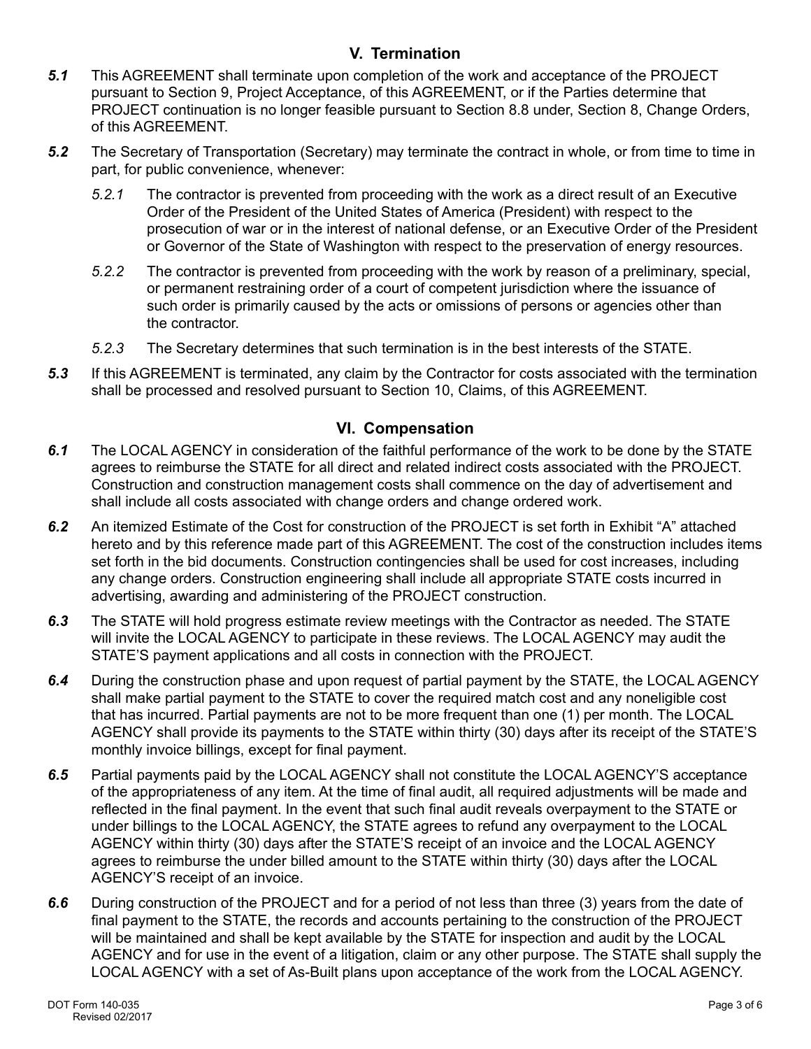## V. Termination

***5.1*** This AGREEMENT shall terminate upon completion of the work and acceptance of the PROJECT pursuant to Section 9, Project Acceptance, of this AGREEMENT, or if the Parties determine that PROJECT continuation is no longer feasible pursuant to Section 8.8 under, Section 8, Change Orders, of this AGREEMENT.

***5.2*** The Secretary of Transportation (Secretary) may terminate the contract in whole, or from time to time in part, for public convenience, whenever:

*5.2.1* The contractor is prevented from proceeding with the work as a direct result of an Executive Order of the President of the United States of America (President) with respect to the prosecution of war or in the interest of national defense, or an Executive Order of the President or Governor of the State of Washington with respect to the preservation of energy resources.

*5.2.2* The contractor is prevented from proceeding with the work by reason of a preliminary, special, or permanent restraining order of a court of competent jurisdiction where the issuance of such order is primarily caused by the acts or omissions of persons or agencies other than the contractor.

*5.2.3* The Secretary determines that such termination is in the best interests of the STATE.

***5.3*** If this AGREEMENT is terminated, any claim by the Contractor for costs associated with the termination shall be processed and resolved pursuant to Section 10, Claims, of this AGREEMENT.

## VI. Compensation

***6.1*** The LOCAL AGENCY in consideration of the faithful performance of the work to be done by the STATE agrees to reimburse the STATE for all direct and related indirect costs associated with the PROJECT. Construction and construction management costs shall commence on the day of advertisement and shall include all costs associated with change orders and change ordered work.

***6.2*** An itemized Estimate of the Cost for construction of the PROJECT is set forth in Exhibit "A" attached hereto and by this reference made part of this AGREEMENT. The cost of the construction includes items set forth in the bid documents. Construction contingencies shall be used for cost increases, including any change orders. Construction engineering shall include all appropriate STATE costs incurred in advertising, awarding and administering of the PROJECT construction.

***6.3*** The STATE will hold progress estimate review meetings with the Contractor as needed. The STATE will invite the LOCAL AGENCY to participate in these reviews. The LOCAL AGENCY may audit the STATE'S payment applications and all costs in connection with the PROJECT.

***6.4*** During the construction phase and upon request of partial payment by the STATE, the LOCAL AGENCY shall make partial payment to the STATE to cover the required match cost and any noneligible cost that has incurred. Partial payments are not to be more frequent than one (1) per month. The LOCAL AGENCY shall provide its payments to the STATE within thirty (30) days after its receipt of the STATE'S monthly invoice billings, except for final payment.

***6.5*** Partial payments paid by the LOCAL AGENCY shall not constitute the LOCAL AGENCY'S acceptance of the appropriateness of any item. At the time of final audit, all required adjustments will be made and reflected in the final payment. In the event that such final audit reveals overpayment to the STATE or under billings to the LOCAL AGENCY, the STATE agrees to refund any overpayment to the LOCAL AGENCY within thirty (30) days after the STATE'S receipt of an invoice and the LOCAL AGENCY agrees to reimburse the under billed amount to the STATE within thirty (30) days after the LOCAL AGENCY'S receipt of an invoice.

***6.6*** During construction of the PROJECT and for a period of not less than three (3) years from the date of final payment to the STATE, the records and accounts pertaining to the construction of the PROJECT will be maintained and shall be kept available by the STATE for inspection and audit by the LOCAL AGENCY and for use in the event of a litigation, claim or any other purpose. The STATE shall supply the LOCAL AGENCY with a set of As-Built plans upon acceptance of the work from the LOCAL AGENCY.

DOT Form 140-035
Revised 02/2017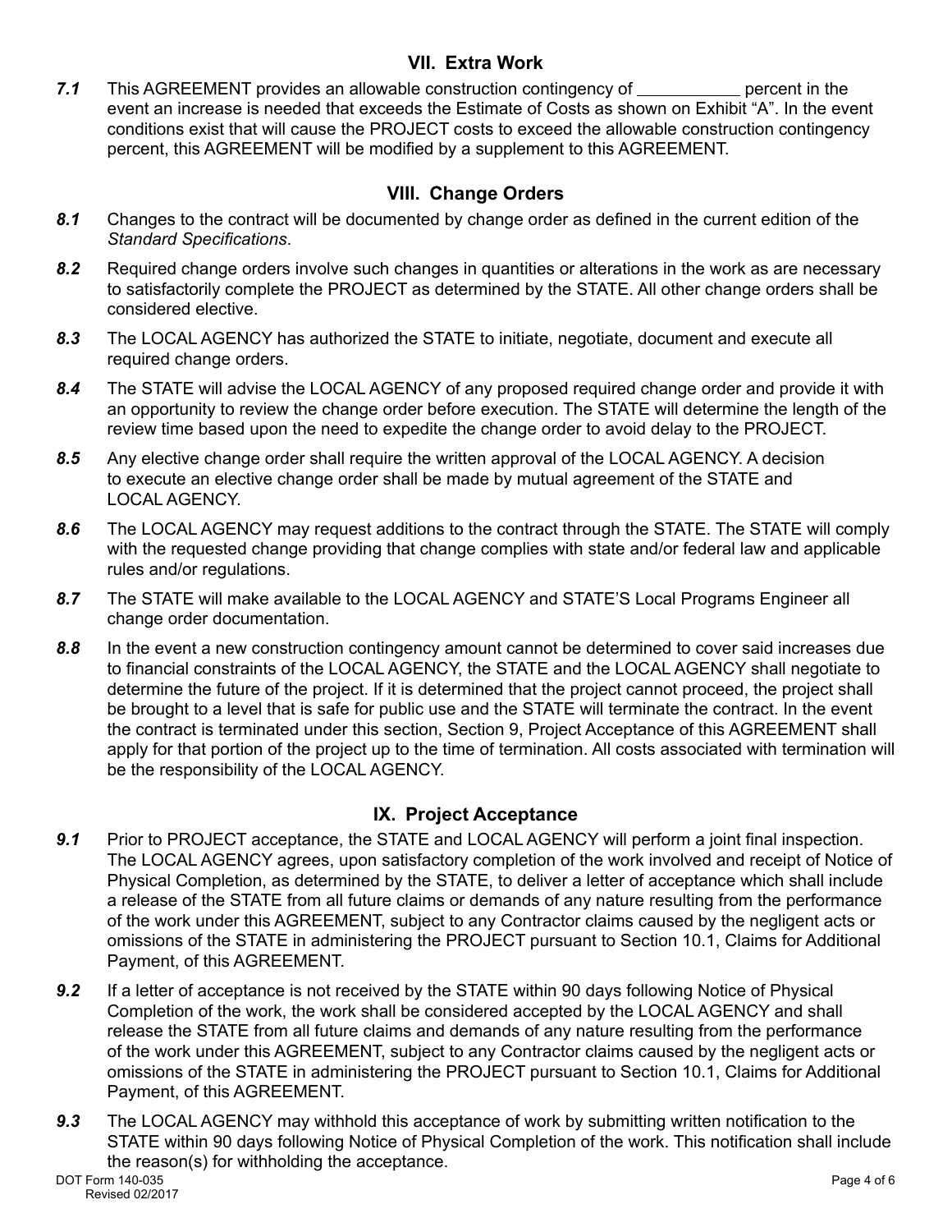## VII. Extra Work

***7.1*** This AGREEMENT provides an allowable construction contingency of ___________ percent in the event an increase is needed that exceeds the Estimate of Costs as shown on Exhibit "A". In the event conditions exist that will cause the PROJECT costs to exceed the allowable construction contingency percent, this AGREEMENT will be modified by a supplement to this AGREEMENT.

## VIII. Change Orders

***8.1*** Changes to the contract will be documented by change order as defined in the current edition of the *Standard Specifications*.

***8.2*** Required change orders involve such changes in quantities or alterations in the work as are necessary to satisfactorily complete the PROJECT as determined by the STATE. All other change orders shall be considered elective.

***8.3*** The LOCAL AGENCY has authorized the STATE to initiate, negotiate, document and execute all required change orders.

***8.4*** The STATE will advise the LOCAL AGENCY of any proposed required change order and provide it with an opportunity to review the change order before execution. The STATE will determine the length of the review time based upon the need to expedite the change order to avoid delay to the PROJECT.

***8.5*** Any elective change order shall require the written approval of the LOCAL AGENCY. A decision to execute an elective change order shall be made by mutual agreement of the STATE and LOCAL AGENCY.

***8.6*** The LOCAL AGENCY may request additions to the contract through the STATE. The STATE will comply with the requested change providing that change complies with state and/or federal law and applicable rules and/or regulations.

***8.7*** The STATE will make available to the LOCAL AGENCY and STATE'S Local Programs Engineer all change order documentation.

***8.8*** In the event a new construction contingency amount cannot be determined to cover said increases due to financial constraints of the LOCAL AGENCY, the STATE and the LOCAL AGENCY shall negotiate to determine the future of the project. If it is determined that the project cannot proceed, the project shall be brought to a level that is safe for public use and the STATE will terminate the contract. In the event the contract is terminated under this section, Section 9, Project Acceptance of this AGREEMENT shall apply for that portion of the project up to the time of termination. All costs associated with termination will be the responsibility of the LOCAL AGENCY.

## IX. Project Acceptance

***9.1*** Prior to PROJECT acceptance, the STATE and LOCAL AGENCY will perform a joint final inspection. The LOCAL AGENCY agrees, upon satisfactory completion of the work involved and receipt of Notice of Physical Completion, as determined by the STATE, to deliver a letter of acceptance which shall include a release of the STATE from all future claims or demands of any nature resulting from the performance of the work under this AGREEMENT, subject to any Contractor claims caused by the negligent acts or omissions of the STATE in administering the PROJECT pursuant to Section 10.1, Claims for Additional Payment, of this AGREEMENT.

***9.2*** If a letter of acceptance is not received by the STATE within 90 days following Notice of Physical Completion of the work, the work shall be considered accepted by the LOCAL AGENCY and shall release the STATE from all future claims and demands of any nature resulting from the performance of the work under this AGREEMENT, subject to any Contractor claims caused by the negligent acts or omissions of the STATE in administering the PROJECT pursuant to Section 10.1, Claims for Additional Payment, of this AGREEMENT.

***9.3*** The LOCAL AGENCY may withhold this acceptance of work by submitting written notification to the STATE within 90 days following Notice of Physical Completion of the work. This notification shall include the reason(s) for withholding the acceptance.

DOT Form 140-035
Revised 02/2017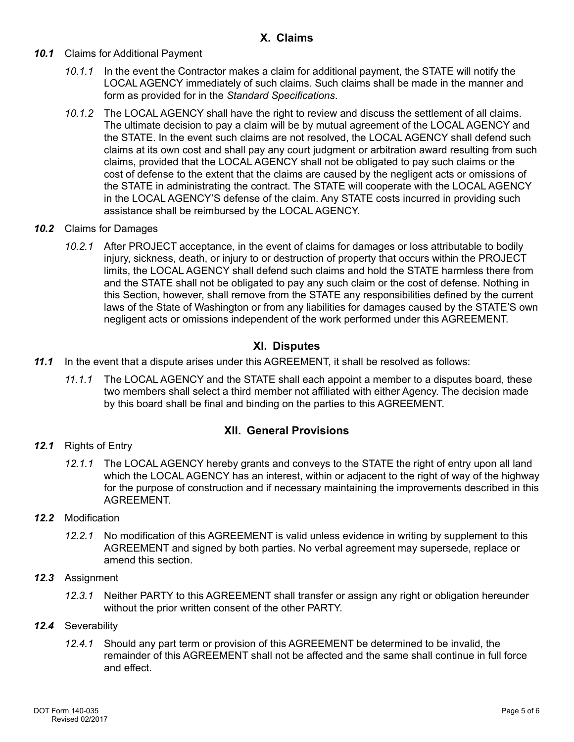## X. Claims

***10.1*** Claims for Additional Payment

*10.1.1* In the event the Contractor makes a claim for additional payment, the STATE will notify the LOCAL AGENCY immediately of such claims. Such claims shall be made in the manner and form as provided for in the *Standard Specifications*.

*10.1.2* The LOCAL AGENCY shall have the right to review and discuss the settlement of all claims. The ultimate decision to pay a claim will be by mutual agreement of the LOCAL AGENCY and the STATE. In the event such claims are not resolved, the LOCAL AGENCY shall defend such claims at its own cost and shall pay any court judgment or arbitration award resulting from such claims, provided that the LOCAL AGENCY shall not be obligated to pay such claims or the cost of defense to the extent that the claims are caused by the negligent acts or omissions of the STATE in administrating the contract. The STATE will cooperate with the LOCAL AGENCY in the LOCAL AGENCY'S defense of the claim. Any STATE costs incurred in providing such assistance shall be reimbursed by the LOCAL AGENCY.

***10.2*** Claims for Damages

*10.2.1* After PROJECT acceptance, in the event of claims for damages or loss attributable to bodily injury, sickness, death, or injury to or destruction of property that occurs within the PROJECT limits, the LOCAL AGENCY shall defend such claims and hold the STATE harmless there from and the STATE shall not be obligated to pay any such claim or the cost of defense. Nothing in this Section, however, shall remove from the STATE any responsibilities defined by the current laws of the State of Washington or from any liabilities for damages caused by the STATE'S own negligent acts or omissions independent of the work performed under this AGREEMENT.

## XI. Disputes

***11.1*** In the event that a dispute arises under this AGREEMENT, it shall be resolved as follows:

*11.1.1* The LOCAL AGENCY and the STATE shall each appoint a member to a disputes board, these two members shall select a third member not affiliated with either Agency. The decision made by this board shall be final and binding on the parties to this AGREEMENT.

## XII. General Provisions

***12.1*** Rights of Entry

*12.1.1* The LOCAL AGENCY hereby grants and conveys to the STATE the right of entry upon all land which the LOCAL AGENCY has an interest, within or adjacent to the right of way of the highway for the purpose of construction and if necessary maintaining the improvements described in this AGREEMENT.

***12.2*** Modification

*12.2.1* No modification of this AGREEMENT is valid unless evidence in writing by supplement to this AGREEMENT and signed by both parties. No verbal agreement may supersede, replace or amend this section.

***12.3*** Assignment

*12.3.1* Neither PARTY to this AGREEMENT shall transfer or assign any right or obligation hereunder without the prior written consent of the other PARTY.

***12.4*** Severability

*12.4.1* Should any part term or provision of this AGREEMENT be determined to be invalid, the remainder of this AGREEMENT shall not be affected and the same shall continue in full force and effect.

DOT Form 140-035
Revised 02/2017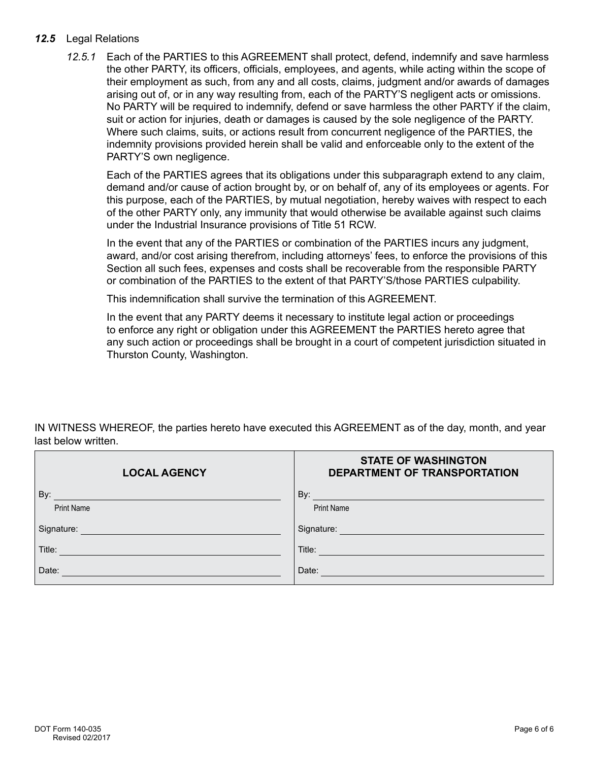***12.5*** Legal Relations

*12.5.1* Each of the PARTIES to this AGREEMENT shall protect, defend, indemnify and save harmless the other PARTY, its officers, officials, employees, and agents, while acting within the scope of their employment as such, from any and all costs, claims, judgment and/or awards of damages arising out of, or in any way resulting from, each of the PARTY'S negligent acts or omissions. No PARTY will be required to indemnify, defend or save harmless the other PARTY if the claim, suit or action for injuries, death or damages is caused by the sole negligence of the PARTY. Where such claims, suits, or actions result from concurrent negligence of the PARTIES, the indemnity provisions provided herein shall be valid and enforceable only to the extent of the PARTY'S own negligence.

Each of the PARTIES agrees that its obligations under this subparagraph extend to any claim, demand and/or cause of action brought by, or on behalf of, any of its employees or agents. For this purpose, each of the PARTIES, by mutual negotiation, hereby waives with respect to each of the other PARTY only, any immunity that would otherwise be available against such claims under the Industrial Insurance provisions of Title 51 RCW.

In the event that any of the PARTIES or combination of the PARTIES incurs any judgment, award, and/or cost arising therefrom, including attorneys' fees, to enforce the provisions of this Section all such fees, expenses and costs shall be recoverable from the responsible PARTY or combination of the PARTIES to the extent of that PARTY'S/those PARTIES culpability.

This indemnification shall survive the termination of this AGREEMENT.

In the event that any PARTY deems it necessary to institute legal action or proceedings to enforce any right or obligation under this AGREEMENT the PARTIES hereto agree that any such action or proceedings shall be brought in a court of competent jurisdiction situated in Thurston County, Washington.

IN WITNESS WHEREOF, the parties hereto have executed this AGREEMENT as of the day, month, and year last below written.

| LOCAL AGENCY | STATE OF WASHINGTON DEPARTMENT OF TRANSPORTATION |
|---|---|
| By: ______ Print Name | By: ______ Print Name |
| Signature: ______ | Signature: ______ |
| Title: ______ | Title: ______ |
| Date: ______ | Date: ______ |

DOT Form 140-035
Revised 02/2017